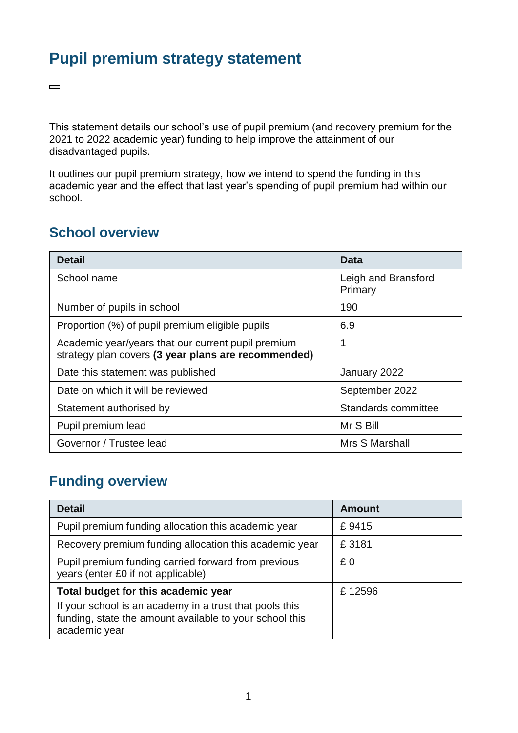# Pupil premium strategy statement

This statement details our school's use of pupil premium (and recovery premium for the 2021 to 2022 academic year) funding to help improve the attainment of our disadvantaged pupils.

It outlines our pupil premium strategy, how we intend to spend the funding in this academic year and the effect that last year's spending of pupil premium had within our school.

## School overview

| Detail | Data |
|---|---|
| School name | Leigh and Bransford Primary |
| Number of pupils in school | 190 |
| Proportion (%) of pupil premium eligible pupils | 6.9 |
| Academic year/years that our current pupil premium strategy plan covers **(3 year plans are recommended)** | 1 |
| Date this statement was published | January 2022 |
| Date on which it will be reviewed | September 2022 |
| Statement authorised by | Standards committee |
| Pupil premium lead | Mr S Bill |
| Governor / Trustee lead | Mrs S Marshall |

## Funding overview

| Detail | Amount |
|---|---|
| Pupil premium funding allocation this academic year | £ 9415 |
| Recovery premium funding allocation this academic year | £ 3181 |
| Pupil premium funding carried forward from previous years (enter £0 if not applicable) | £ 0 |
| **Total budget for this academic year** If your school is an academy in a trust that pools this funding, state the amount available to your school this academic year | £ 12596 |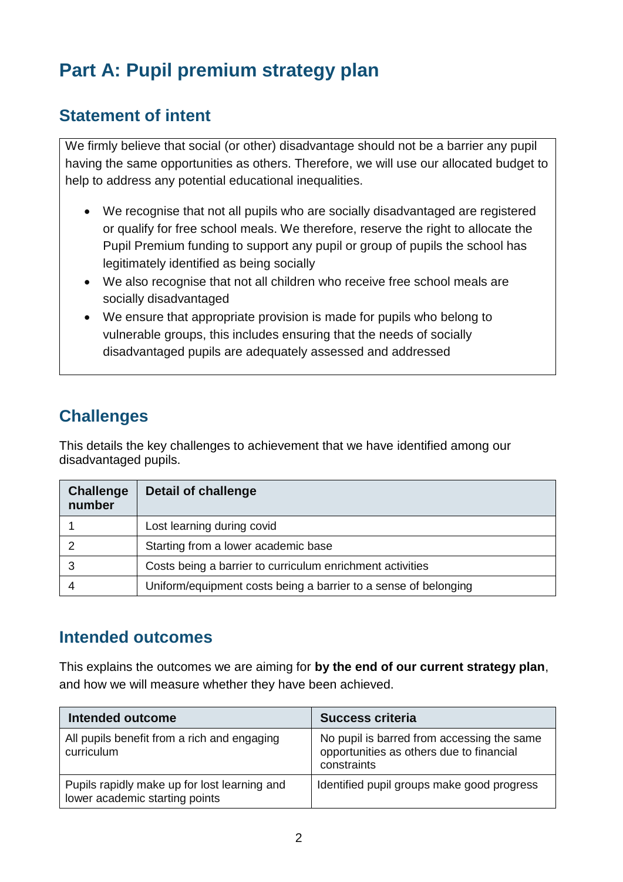# Part A: Pupil premium strategy plan

## Statement of intent

We firmly believe that social (or other) disadvantage should not be a barrier any pupil having the same opportunities as others. Therefore, we will use our allocated budget to help to address any potential educational inequalities.

- We recognise that not all pupils who are socially disadvantaged are registered or qualify for free school meals. We therefore, reserve the right to allocate the Pupil Premium funding to support any pupil or group of pupils the school has legitimately identified as being socially
- We also recognise that not all children who receive free school meals are socially disadvantaged
- We ensure that appropriate provision is made for pupils who belong to vulnerable groups, this includes ensuring that the needs of socially disadvantaged pupils are adequately assessed and addressed

## Challenges

This details the key challenges to achievement that we have identified among our disadvantaged pupils.

| Challenge number | Detail of challenge |
|---|---|
| 1 | Lost learning during covid |
| 2 | Starting from a lower academic base |
| 3 | Costs being a barrier to curriculum enrichment activities |
| 4 | Uniform/equipment costs being a barrier to a sense of belonging |

## Intended outcomes

This explains the outcomes we are aiming for **by the end of our current strategy plan**, and how we will measure whether they have been achieved.

| Intended outcome | Success criteria |
|---|---|
| All pupils benefit from a rich and engaging curriculum | No pupil is barred from accessing the same opportunities as others due to financial constraints |
| Pupils rapidly make up for lost learning and lower academic starting points | Identified pupil groups make good progress |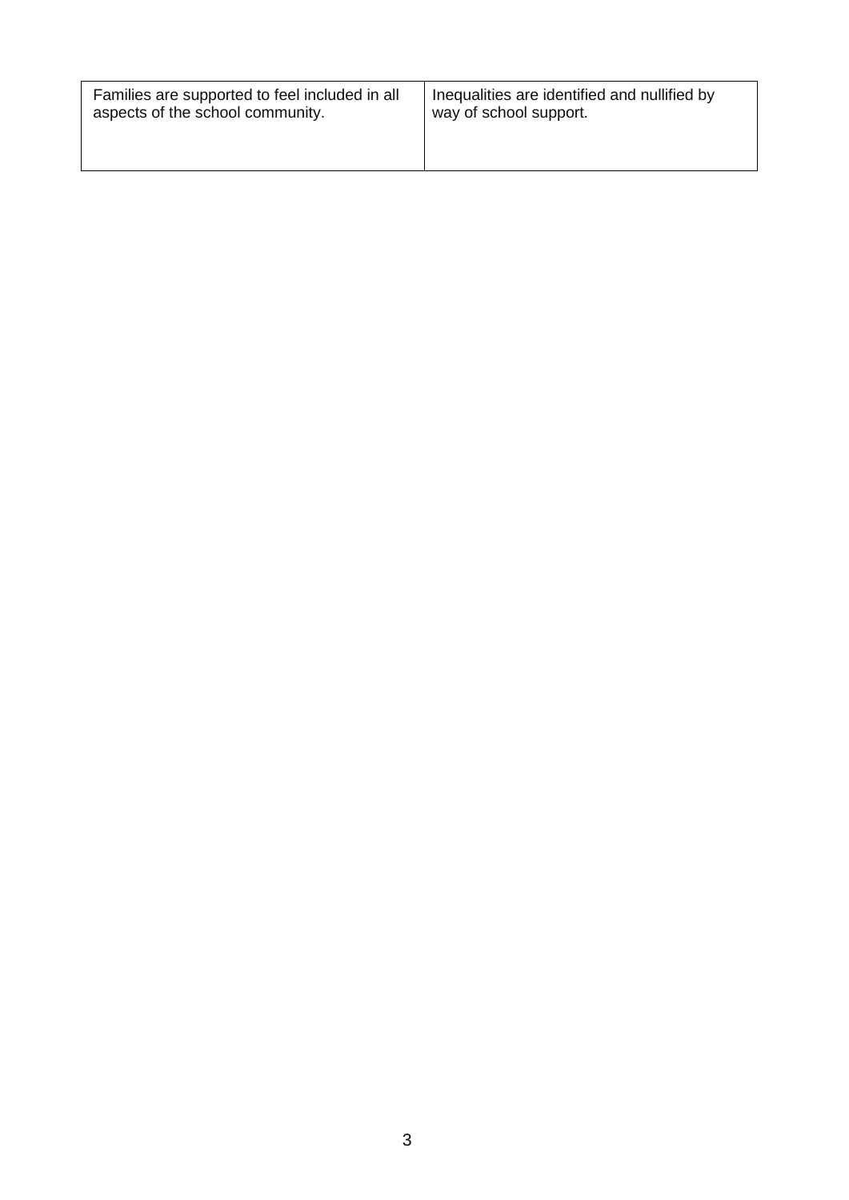| Families are supported to feel included in all aspects of the school community. | Inequalities are identified and nullified by way of school support. |
| --- | --- |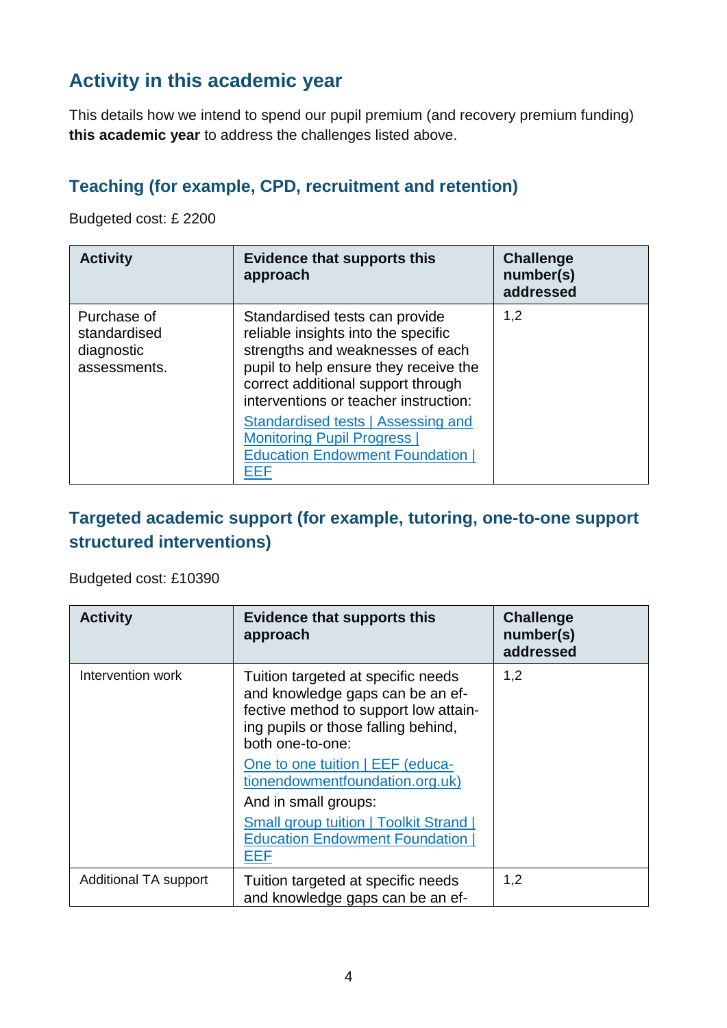## Activity in this academic year

This details how we intend to spend our pupil premium (and recovery premium funding) **this academic year** to address the challenges listed above.

### Teaching (for example, CPD, recruitment and retention)

Budgeted cost: £ 2200

| Activity | Evidence that supports this approach | Challenge number(s) addressed |
|---|---|---|
| Purchase of standardised diagnostic assessments. | Standardised tests can provide reliable insights into the specific strengths and weaknesses of each pupil to help ensure they receive the correct additional support through interventions or teacher instruction: [Standardised tests \| Assessing and Monitoring Pupil Progress \| Education Endowment Foundation \| EEF]() | 1,2 |

### Targeted academic support (for example, tutoring, one-to-one support structured interventions)

Budgeted cost: £10390

| Activity | Evidence that supports this approach | Challenge number(s) addressed |
|---|---|---|
| Intervention work | Tuition targeted at specific needs and knowledge gaps can be an effective method to support low attaining pupils or those falling behind, both one-to-one: [One to one tuition \| EEF (educationendowmentfoundation.org.uk)]() And in small groups: [Small group tuition \| Toolkit Strand \| Education Endowment Foundation \| EEF]() | 1,2 |
| Additional TA support | Tuition targeted at specific needs and knowledge gaps can be an ef- | 1,2 |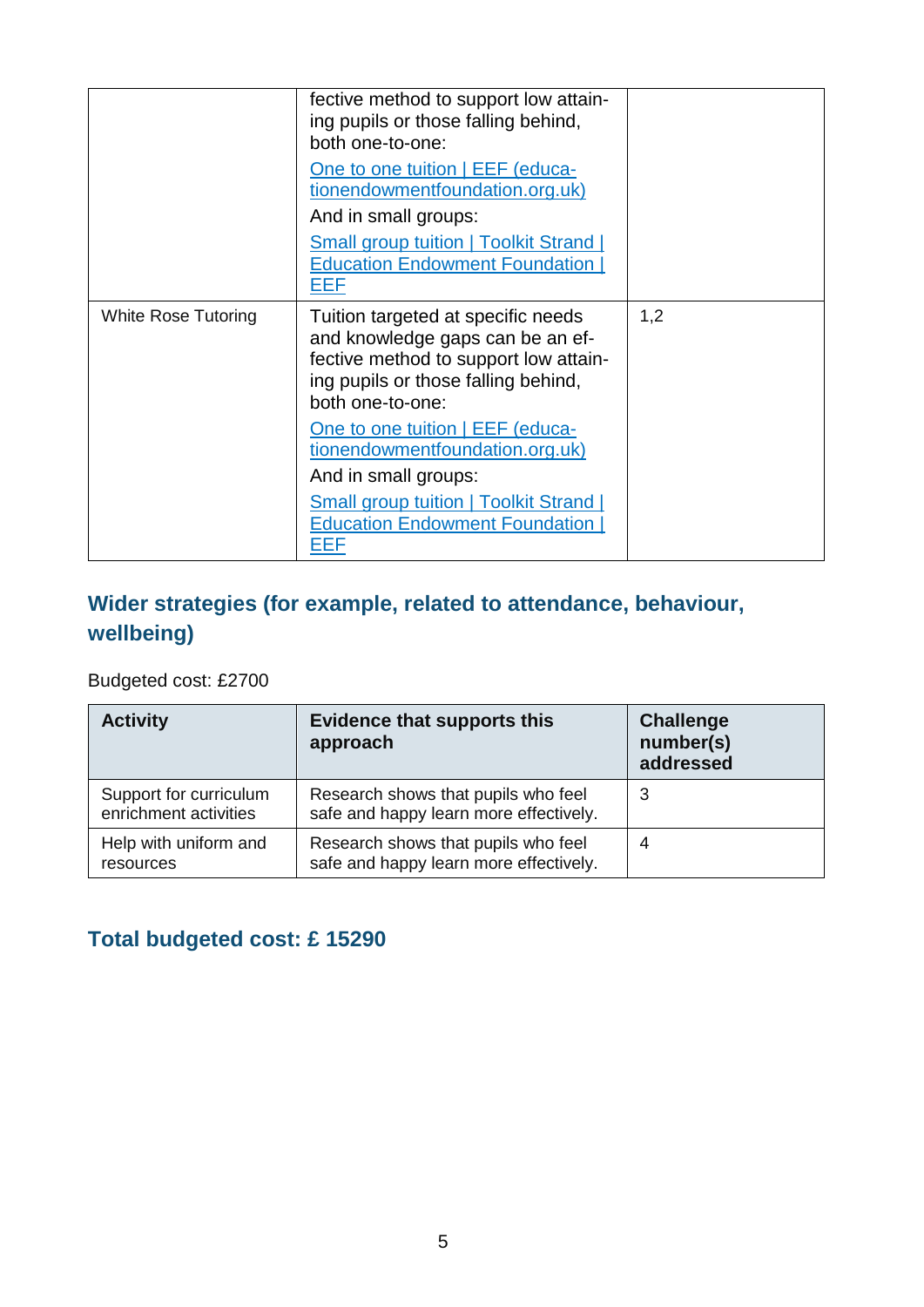| | | |
|---|---|---|
| | fective method to support low attaining pupils or those falling behind, both one-to-one: [One to one tuition \| EEF (educationendowmentfoundation.org.uk)](https://educationendowmentfoundation.org.uk) And in small groups: [Small group tuition \| Toolkit Strand \| Education Endowment Foundation \| EEF](https://educationendowmentfoundation.org.uk) | |
| White Rose Tutoring | Tuition targeted at specific needs and knowledge gaps can be an effective method to support low attaining pupils or those falling behind, both one-to-one: [One to one tuition \| EEF (educationendowmentfoundation.org.uk)](https://educationendowmentfoundation.org.uk) And in small groups: [Small group tuition \| Toolkit Strand \| Education Endowment Foundation \| EEF](https://educationendowmentfoundation.org.uk) | 1,2 |

## Wider strategies (for example, related to attendance, behaviour, wellbeing)

Budgeted cost: £2700

| Activity | Evidence that supports this approach | Challenge number(s) addressed |
|---|---|---|
| Support for curriculum enrichment activities | Research shows that pupils who feel safe and happy learn more effectively. | 3 |
| Help with uniform and resources | Research shows that pupils who feel safe and happy learn more effectively. | 4 |

## Total budgeted cost: £ 15290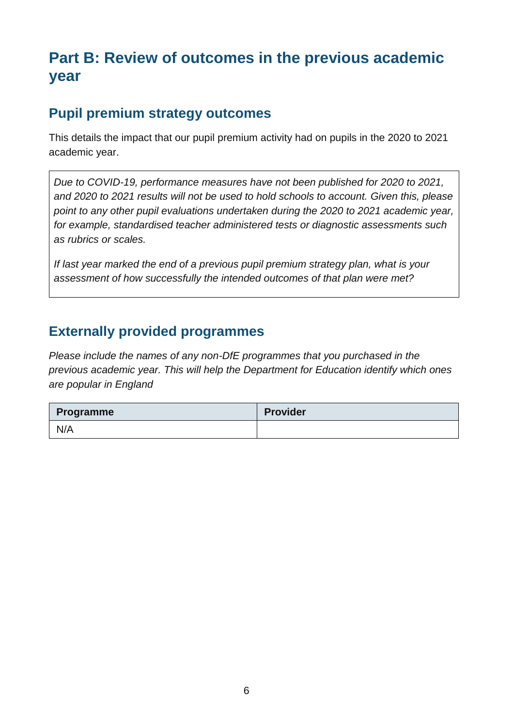# Part B: Review of outcomes in the previous academic year

## Pupil premium strategy outcomes

This details the impact that our pupil premium activity had on pupils in the 2020 to 2021 academic year.

*Due to COVID-19, performance measures have not been published for 2020 to 2021, and 2020 to 2021 results will not be used to hold schools to account. Given this, please point to any other pupil evaluations undertaken during the 2020 to 2021 academic year, for example, standardised teacher administered tests or diagnostic assessments such as rubrics or scales.*

*If last year marked the end of a previous pupil premium strategy plan, what is your assessment of how successfully the intended outcomes of that plan were met?*

## Externally provided programmes

*Please include the names of any non-DfE programmes that you purchased in the previous academic year. This will help the Department for Education identify which ones are popular in England*

| Programme | Provider |
|---|---|
| N/A | |